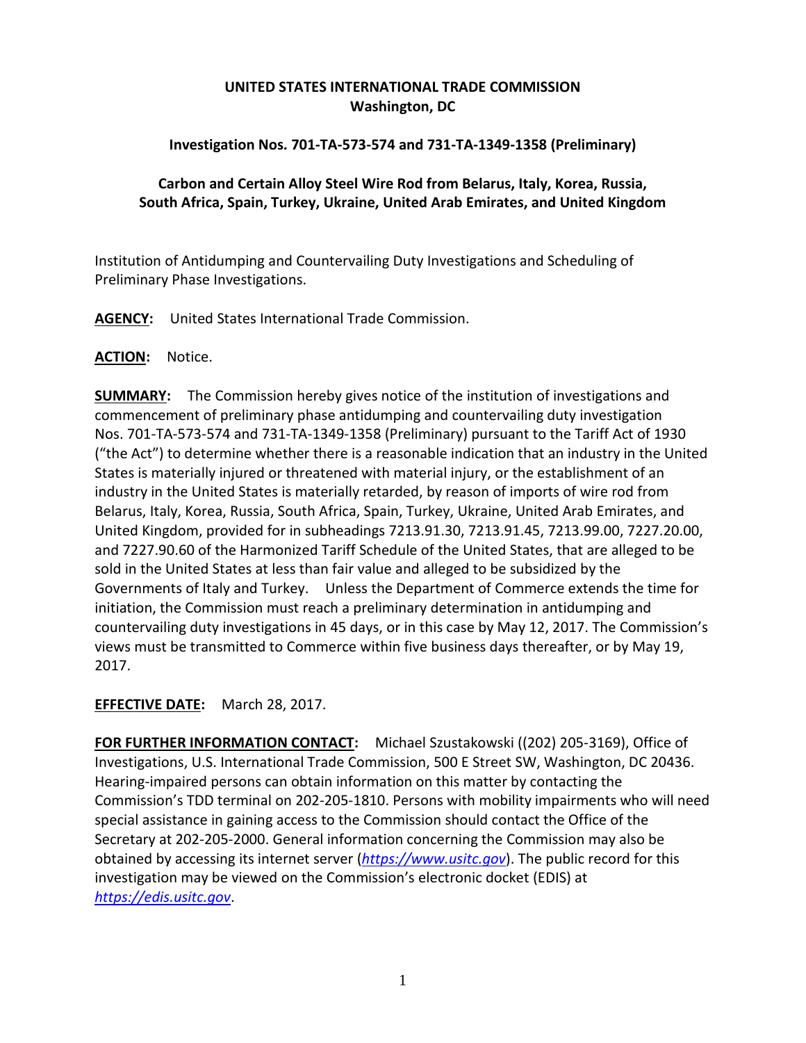**UNITED STATES INTERNATIONAL TRADE COMMISSION**
**Washington, DC**

**Investigation Nos. 701-TA-573-574 and 731-TA-1349-1358 (Preliminary)**

**Carbon and Certain Alloy Steel Wire Rod from Belarus, Italy, Korea, Russia, South Africa, Spain, Turkey, Ukraine, United Arab Emirates, and United Kingdom**

Institution of Antidumping and Countervailing Duty Investigations and Scheduling of Preliminary Phase Investigations.

**AGENCY:** United States International Trade Commission.

**ACTION:** Notice.

**SUMMARY:** The Commission hereby gives notice of the institution of investigations and commencement of preliminary phase antidumping and countervailing duty investigation Nos. 701-TA-573-574 and 731-TA-1349-1358 (Preliminary) pursuant to the Tariff Act of 1930 ("the Act") to determine whether there is a reasonable indication that an industry in the United States is materially injured or threatened with material injury, or the establishment of an industry in the United States is materially retarded, by reason of imports of wire rod from Belarus, Italy, Korea, Russia, South Africa, Spain, Turkey, Ukraine, United Arab Emirates, and United Kingdom, provided for in subheadings 7213.91.30, 7213.91.45, 7213.99.00, 7227.20.00, and 7227.90.60 of the Harmonized Tariff Schedule of the United States, that are alleged to be sold in the United States at less than fair value and alleged to be subsidized by the Governments of Italy and Turkey. Unless the Department of Commerce extends the time for initiation, the Commission must reach a preliminary determination in antidumping and countervailing duty investigations in 45 days, or in this case by May 12, 2017. The Commission's views must be transmitted to Commerce within five business days thereafter, or by May 19, 2017.

**EFFECTIVE DATE:** March 28, 2017.

**FOR FURTHER INFORMATION CONTACT:** Michael Szustakowski ((202) 205-3169), Office of Investigations, U.S. International Trade Commission, 500 E Street SW, Washington, DC 20436. Hearing-impaired persons can obtain information on this matter by contacting the Commission's TDD terminal on 202-205-1810. Persons with mobility impairments who will need special assistance in gaining access to the Commission should contact the Office of the Secretary at 202-205-2000. General information concerning the Commission may also be obtained by accessing its internet server (*https://www.usitc.gov*). The public record for this investigation may be viewed on the Commission's electronic docket (EDIS) at *https://edis.usitc.gov*.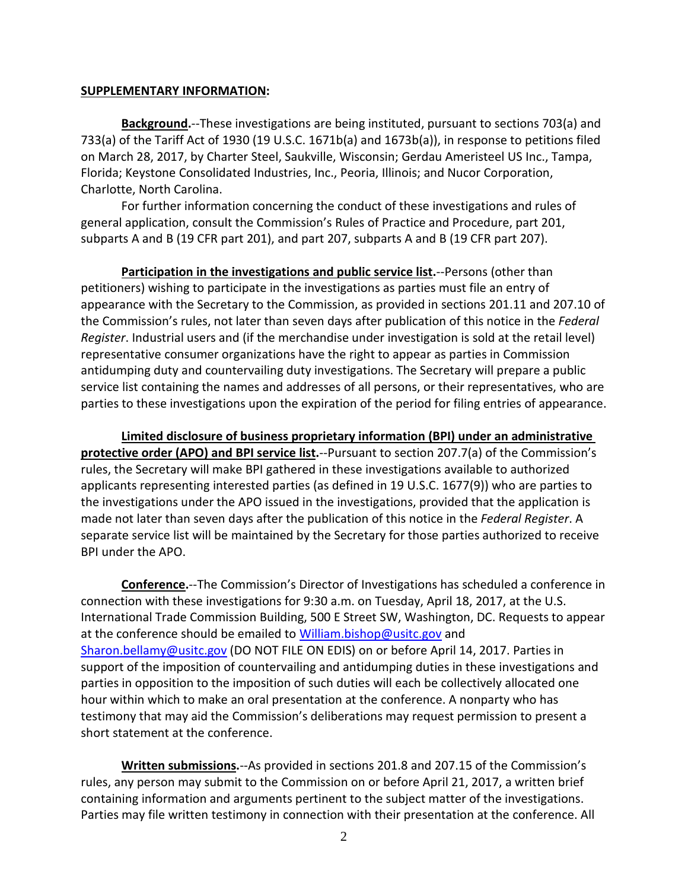**SUPPLEMENTARY INFORMATION:**

**Background.**--These investigations are being instituted, pursuant to sections 703(a) and 733(a) of the Tariff Act of 1930 (19 U.S.C. 1671b(a) and 1673b(a)), in response to petitions filed on March 28, 2017, by Charter Steel, Saukville, Wisconsin; Gerdau Ameristeel US Inc., Tampa, Florida; Keystone Consolidated Industries, Inc., Peoria, Illinois; and Nucor Corporation, Charlotte, North Carolina.

For further information concerning the conduct of these investigations and rules of general application, consult the Commission's Rules of Practice and Procedure, part 201, subparts A and B (19 CFR part 201), and part 207, subparts A and B (19 CFR part 207).

**Participation in the investigations and public service list.**--Persons (other than petitioners) wishing to participate in the investigations as parties must file an entry of appearance with the Secretary to the Commission, as provided in sections 201.11 and 207.10 of the Commission's rules, not later than seven days after publication of this notice in the *Federal Register*. Industrial users and (if the merchandise under investigation is sold at the retail level) representative consumer organizations have the right to appear as parties in Commission antidumping duty and countervailing duty investigations. The Secretary will prepare a public service list containing the names and addresses of all persons, or their representatives, who are parties to these investigations upon the expiration of the period for filing entries of appearance.

**Limited disclosure of business proprietary information (BPI) under an administrative protective order (APO) and BPI service list.**--Pursuant to section 207.7(a) of the Commission's rules, the Secretary will make BPI gathered in these investigations available to authorized applicants representing interested parties (as defined in 19 U.S.C. 1677(9)) who are parties to the investigations under the APO issued in the investigations, provided that the application is made not later than seven days after the publication of this notice in the *Federal Register*. A separate service list will be maintained by the Secretary for those parties authorized to receive BPI under the APO.

**Conference.**--The Commission's Director of Investigations has scheduled a conference in connection with these investigations for 9:30 a.m. on Tuesday, April 18, 2017, at the U.S. International Trade Commission Building, 500 E Street SW, Washington, DC. Requests to appear at the conference should be emailed to William.bishop@usitc.gov and Sharon.bellamy@usitc.gov (DO NOT FILE ON EDIS) on or before April 14, 2017. Parties in support of the imposition of countervailing and antidumping duties in these investigations and parties in opposition to the imposition of such duties will each be collectively allocated one hour within which to make an oral presentation at the conference. A nonparty who has testimony that may aid the Commission's deliberations may request permission to present a short statement at the conference.

**Written submissions.**--As provided in sections 201.8 and 207.15 of the Commission's rules, any person may submit to the Commission on or before April 21, 2017, a written brief containing information and arguments pertinent to the subject matter of the investigations. Parties may file written testimony in connection with their presentation at the conference. All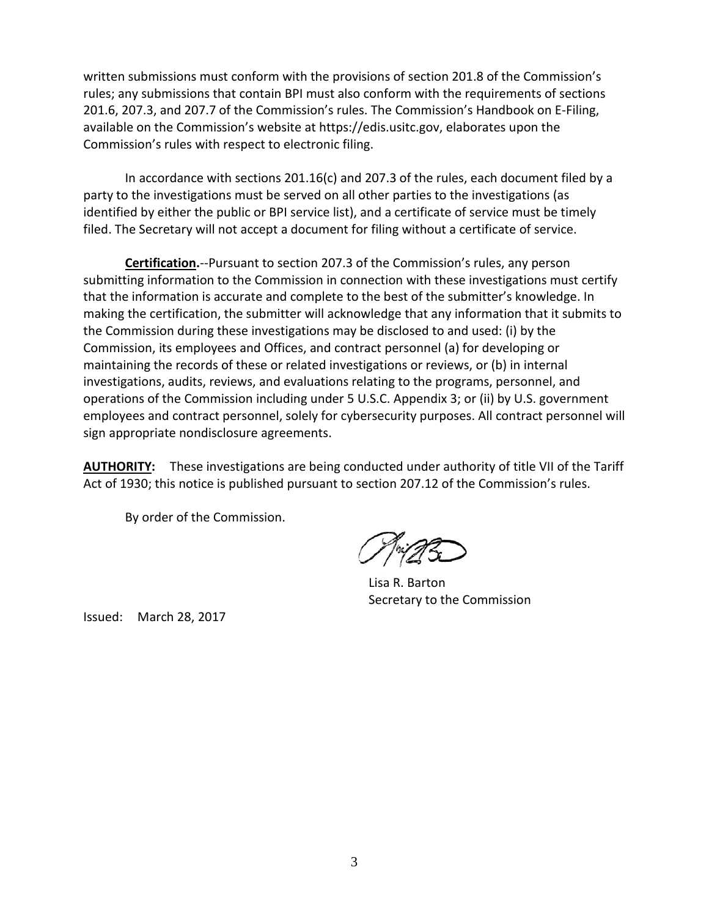written submissions must conform with the provisions of section 201.8 of the Commission's rules; any submissions that contain BPI must also conform with the requirements of sections 201.6, 207.3, and 207.7 of the Commission's rules. The Commission's Handbook on E-Filing, available on the Commission's website at https://edis.usitc.gov, elaborates upon the Commission's rules with respect to electronic filing.

In accordance with sections 201.16(c) and 207.3 of the rules, each document filed by a party to the investigations must be served on all other parties to the investigations (as identified by either the public or BPI service list), and a certificate of service must be timely filed. The Secretary will not accept a document for filing without a certificate of service.

**Certification.**--Pursuant to section 207.3 of the Commission's rules, any person submitting information to the Commission in connection with these investigations must certify that the information is accurate and complete to the best of the submitter's knowledge. In making the certification, the submitter will acknowledge that any information that it submits to the Commission during these investigations may be disclosed to and used: (i) by the Commission, its employees and Offices, and contract personnel (a) for developing or maintaining the records of these or related investigations or reviews, or (b) in internal investigations, audits, reviews, and evaluations relating to the programs, personnel, and operations of the Commission including under 5 U.S.C. Appendix 3; or (ii) by U.S. government employees and contract personnel, solely for cybersecurity purposes. All contract personnel will sign appropriate nondisclosure agreements.

**AUTHORITY:** These investigations are being conducted under authority of title VII of the Tariff Act of 1930; this notice is published pursuant to section 207.12 of the Commission's rules.

By order of the Commission.

Lisa R. Barton
Secretary to the Commission

Issued: March 28, 2017